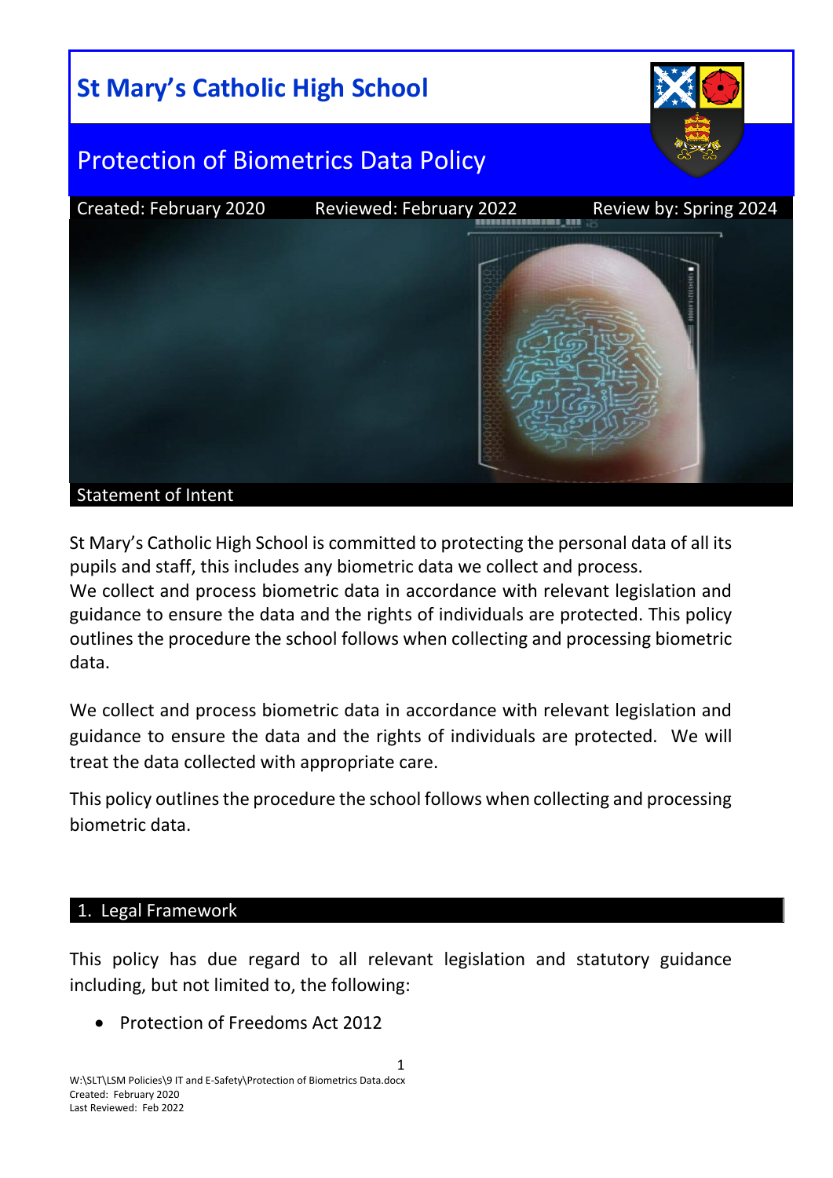# St Mary's Catholic High School

## Protection of Biometrics Data Policy

Created: February 2020 Reviewed: February 2022 Review by: Spring 2024

## Statement of Intent

St Mary's Catholic High School is committed to protecting the personal data of all its pupils and staff, this includes any biometric data we collect and process.
We collect and process biometric data in accordance with relevant legislation and guidance to ensure the data and the rights of individuals are protected. This policy outlines the procedure the school follows when collecting and processing biometric data.

We collect and process biometric data in accordance with relevant legislation and guidance to ensure the data and the rights of individuals are protected. We will treat the data collected with appropriate care.

This policy outlines the procedure the school follows when collecting and processing biometric data.

## 1. Legal Framework

This policy has due regard to all relevant legislation and statutory guidance including, but not limited to, the following:

- Protection of Freedoms Act 2012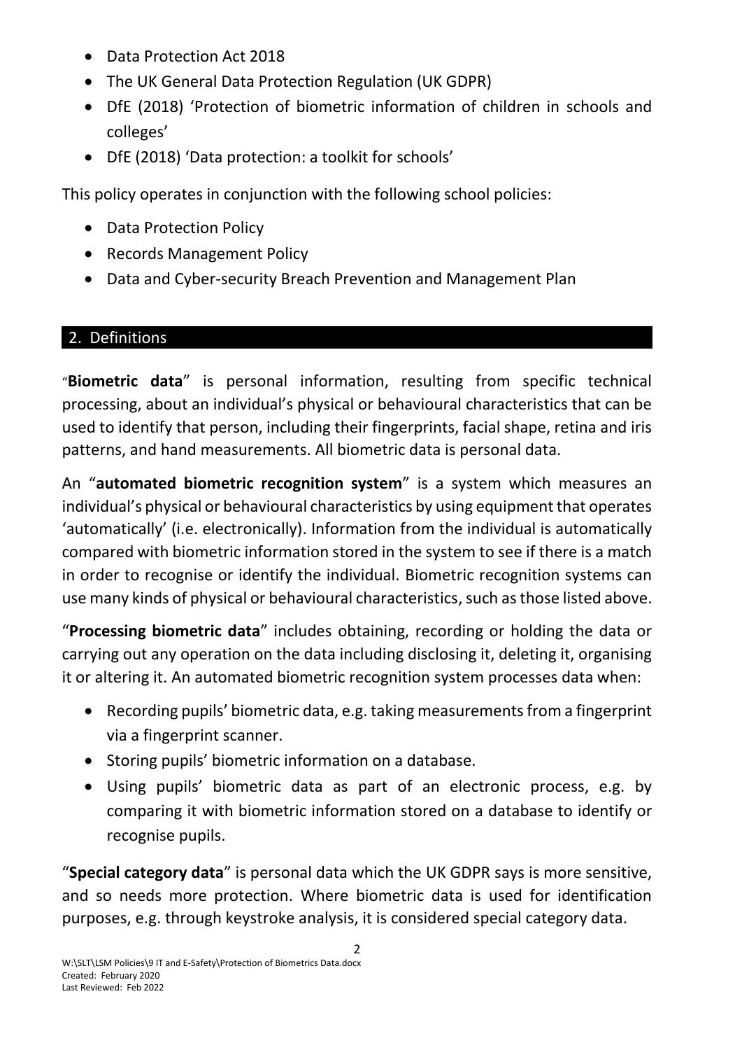- Data Protection Act 2018
- The UK General Data Protection Regulation (UK GDPR)
- DfE (2018) 'Protection of biometric information of children in schools and colleges'
- DfE (2018) 'Data protection: a toolkit for schools'

This policy operates in conjunction with the following school policies:

- Data Protection Policy
- Records Management Policy
- Data and Cyber-security Breach Prevention and Management Plan

## 2. Definitions

"**Biometric data**" is personal information, resulting from specific technical processing, about an individual's physical or behavioural characteristics that can be used to identify that person, including their fingerprints, facial shape, retina and iris patterns, and hand measurements. All biometric data is personal data.

An "**automated biometric recognition system**" is a system which measures an individual's physical or behavioural characteristics by using equipment that operates 'automatically' (i.e. electronically). Information from the individual is automatically compared with biometric information stored in the system to see if there is a match in order to recognise or identify the individual. Biometric recognition systems can use many kinds of physical or behavioural characteristics, such as those listed above.

"**Processing biometric data**" includes obtaining, recording or holding the data or carrying out any operation on the data including disclosing it, deleting it, organising it or altering it. An automated biometric recognition system processes data when:

- Recording pupils' biometric data, e.g. taking measurements from a fingerprint via a fingerprint scanner.
- Storing pupils' biometric information on a database.
- Using pupils' biometric data as part of an electronic process, e.g. by comparing it with biometric information stored on a database to identify or recognise pupils.

"**Special category data**" is personal data which the UK GDPR says is more sensitive, and so needs more protection. Where biometric data is used for identification purposes, e.g. through keystroke analysis, it is considered special category data.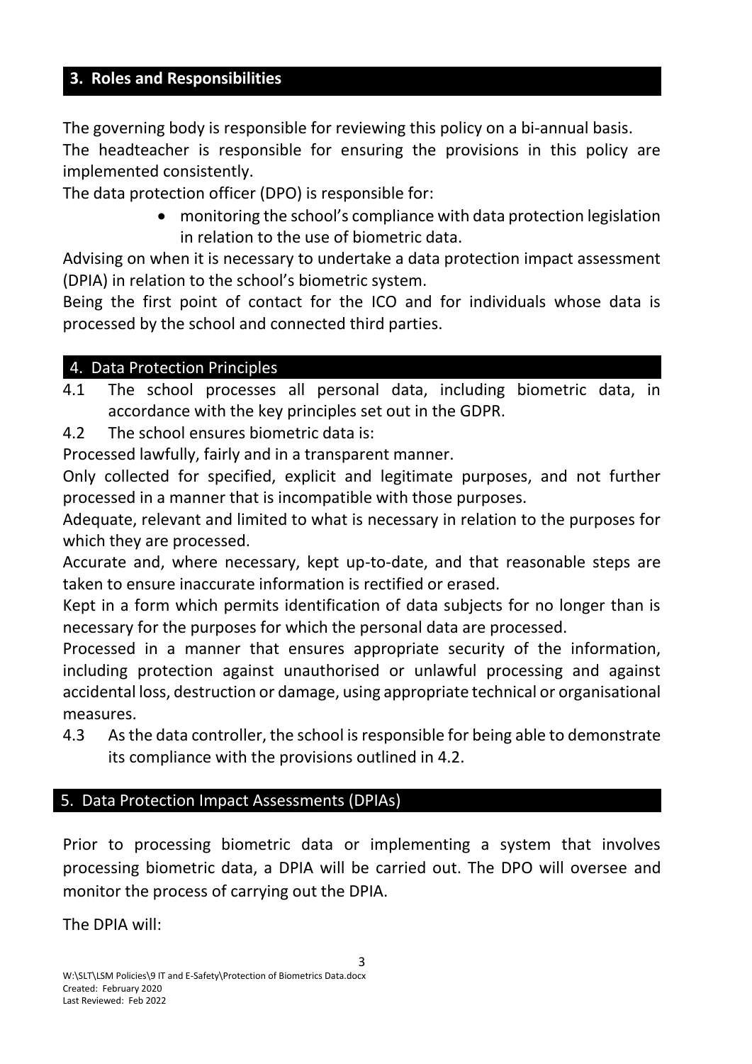## 3. Roles and Responsibilities

The governing body is responsible for reviewing this policy on a bi-annual basis.

The headteacher is responsible for ensuring the provisions in this policy are implemented consistently.

The data protection officer (DPO) is responsible for:

- monitoring the school's compliance with data protection legislation in relation to the use of biometric data.

Advising on when it is necessary to undertake a data protection impact assessment (DPIA) in relation to the school's biometric system.

Being the first point of contact for the ICO and for individuals whose data is processed by the school and connected third parties.

## 4. Data Protection Principles

4.1 The school processes all personal data, including biometric data, in accordance with the key principles set out in the GDPR.

4.2 The school ensures biometric data is:

Processed lawfully, fairly and in a transparent manner.

Only collected for specified, explicit and legitimate purposes, and not further processed in a manner that is incompatible with those purposes.

Adequate, relevant and limited to what is necessary in relation to the purposes for which they are processed.

Accurate and, where necessary, kept up-to-date, and that reasonable steps are taken to ensure inaccurate information is rectified or erased.

Kept in a form which permits identification of data subjects for no longer than is necessary for the purposes for which the personal data are processed.

Processed in a manner that ensures appropriate security of the information, including protection against unauthorised or unlawful processing and against accidental loss, destruction or damage, using appropriate technical or organisational measures.

4.3 As the data controller, the school is responsible for being able to demonstrate its compliance with the provisions outlined in 4.2.

## 5. Data Protection Impact Assessments (DPIAs)

Prior to processing biometric data or implementing a system that involves processing biometric data, a DPIA will be carried out. The DPO will oversee and monitor the process of carrying out the DPIA.

The DPIA will: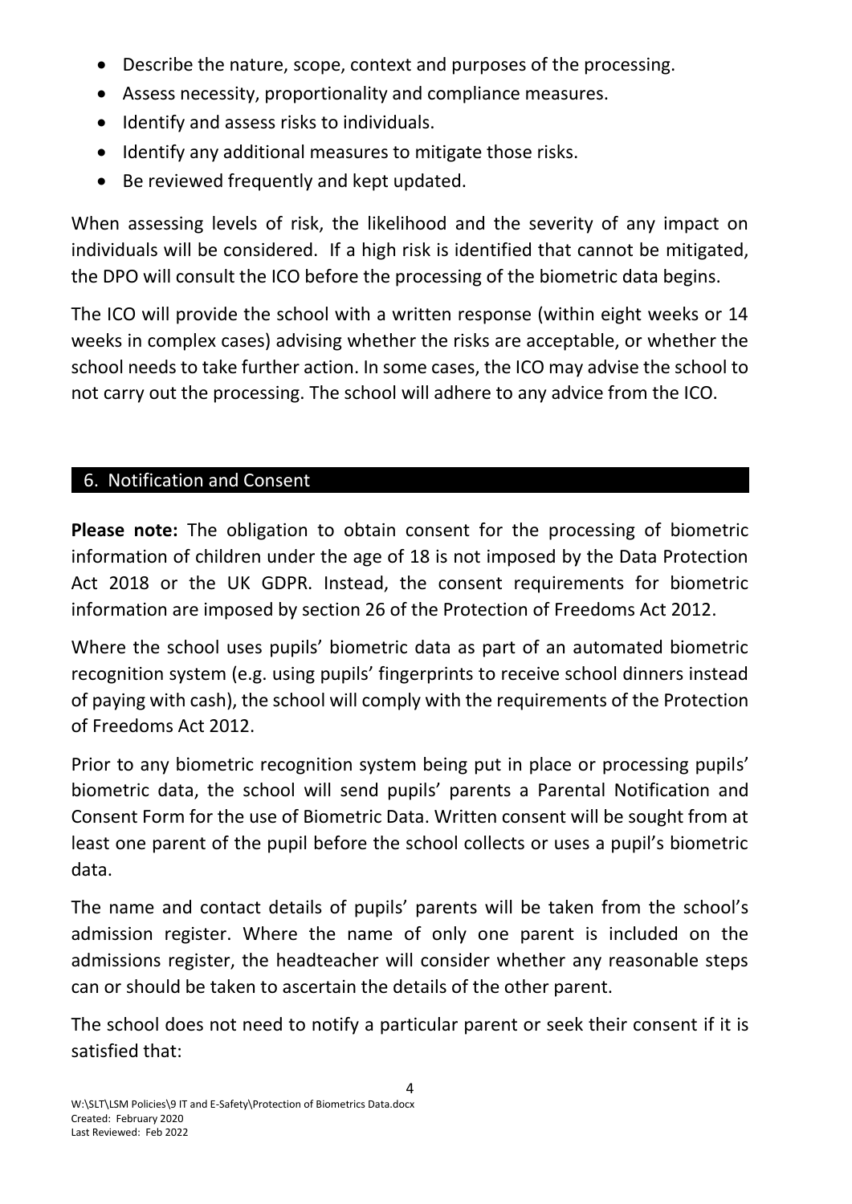- Describe the nature, scope, context and purposes of the processing.
- Assess necessity, proportionality and compliance measures.
- Identify and assess risks to individuals.
- Identify any additional measures to mitigate those risks.
- Be reviewed frequently and kept updated.

When assessing levels of risk, the likelihood and the severity of any impact on individuals will be considered. If a high risk is identified that cannot be mitigated, the DPO will consult the ICO before the processing of the biometric data begins.

The ICO will provide the school with a written response (within eight weeks or 14 weeks in complex cases) advising whether the risks are acceptable, or whether the school needs to take further action. In some cases, the ICO may advise the school to not carry out the processing. The school will adhere to any advice from the ICO.

## 6. Notification and Consent

**Please note:** The obligation to obtain consent for the processing of biometric information of children under the age of 18 is not imposed by the Data Protection Act 2018 or the UK GDPR. Instead, the consent requirements for biometric information are imposed by section 26 of the Protection of Freedoms Act 2012.

Where the school uses pupils' biometric data as part of an automated biometric recognition system (e.g. using pupils' fingerprints to receive school dinners instead of paying with cash), the school will comply with the requirements of the Protection of Freedoms Act 2012.

Prior to any biometric recognition system being put in place or processing pupils' biometric data, the school will send pupils' parents a Parental Notification and Consent Form for the use of Biometric Data. Written consent will be sought from at least one parent of the pupil before the school collects or uses a pupil's biometric data.

The name and contact details of pupils' parents will be taken from the school's admission register. Where the name of only one parent is included on the admissions register, the headteacher will consider whether any reasonable steps can or should be taken to ascertain the details of the other parent.

The school does not need to notify a particular parent or seek their consent if it is satisfied that: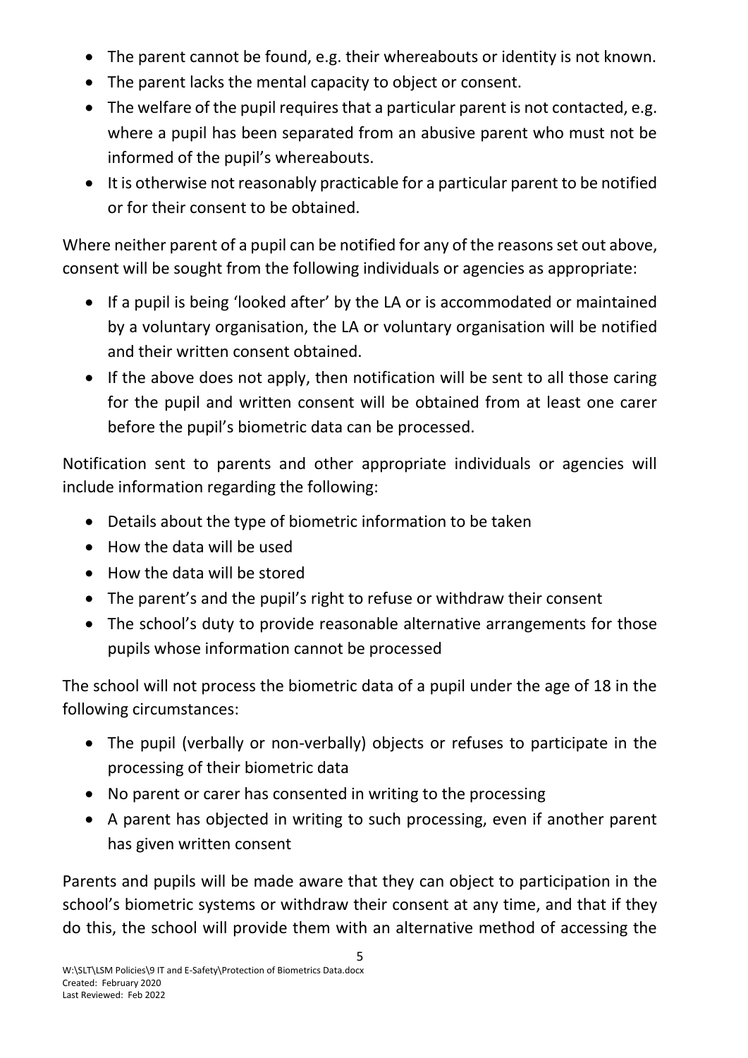- The parent cannot be found, e.g. their whereabouts or identity is not known.
- The parent lacks the mental capacity to object or consent.
- The welfare of the pupil requires that a particular parent is not contacted, e.g. where a pupil has been separated from an abusive parent who must not be informed of the pupil's whereabouts.
- It is otherwise not reasonably practicable for a particular parent to be notified or for their consent to be obtained.

Where neither parent of a pupil can be notified for any of the reasons set out above, consent will be sought from the following individuals or agencies as appropriate:

- If a pupil is being 'looked after' by the LA or is accommodated or maintained by a voluntary organisation, the LA or voluntary organisation will be notified and their written consent obtained.
- If the above does not apply, then notification will be sent to all those caring for the pupil and written consent will be obtained from at least one carer before the pupil's biometric data can be processed.

Notification sent to parents and other appropriate individuals or agencies will include information regarding the following:

- Details about the type of biometric information to be taken
- How the data will be used
- How the data will be stored
- The parent's and the pupil's right to refuse or withdraw their consent
- The school's duty to provide reasonable alternative arrangements for those pupils whose information cannot be processed

The school will not process the biometric data of a pupil under the age of 18 in the following circumstances:

- The pupil (verbally or non-verbally) objects or refuses to participate in the processing of their biometric data
- No parent or carer has consented in writing to the processing
- A parent has objected in writing to such processing, even if another parent has given written consent

Parents and pupils will be made aware that they can object to participation in the school's biometric systems or withdraw their consent at any time, and that if they do this, the school will provide them with an alternative method of accessing the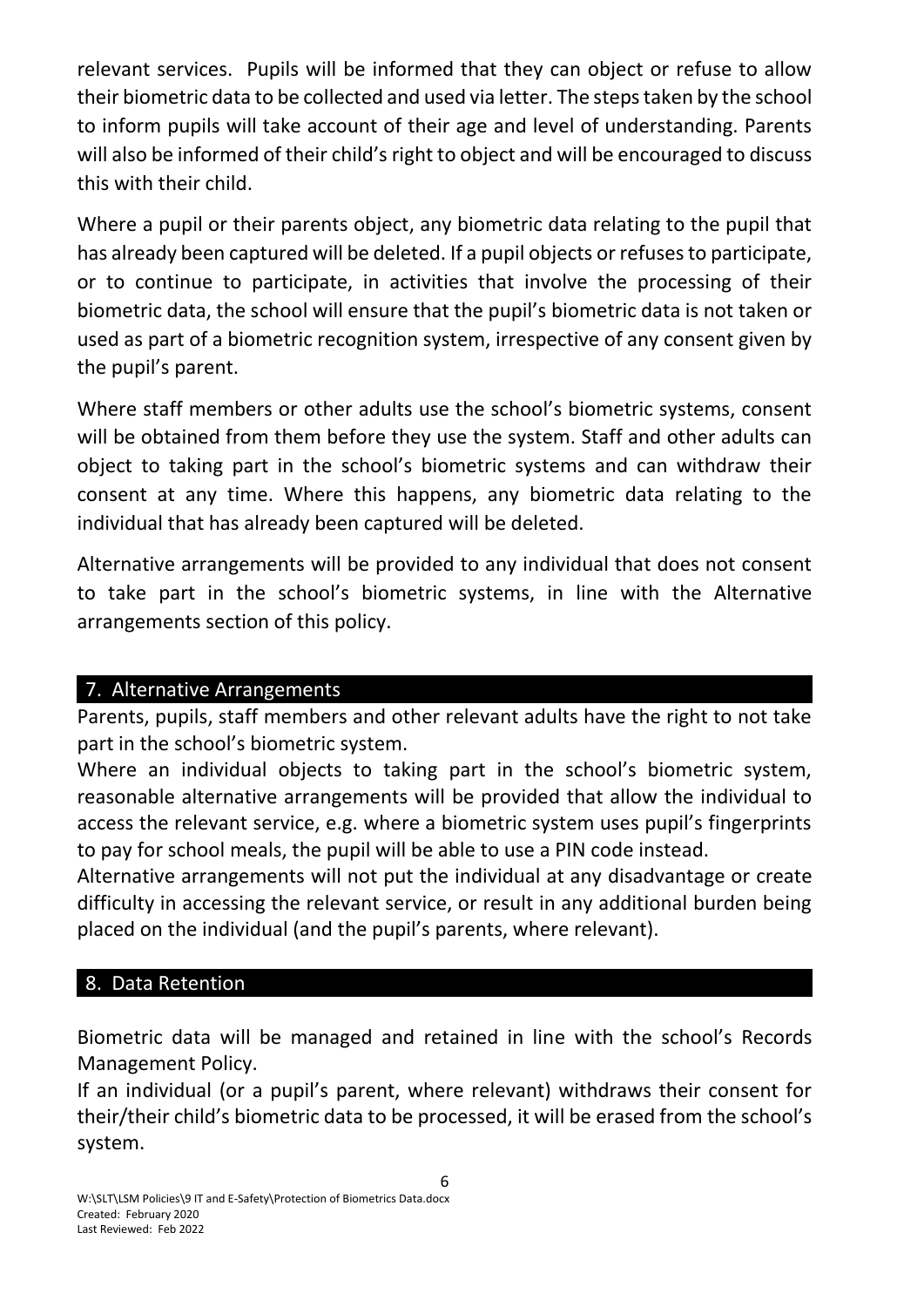relevant services. Pupils will be informed that they can object or refuse to allow their biometric data to be collected and used via letter. The steps taken by the school to inform pupils will take account of their age and level of understanding. Parents will also be informed of their child's right to object and will be encouraged to discuss this with their child.

Where a pupil or their parents object, any biometric data relating to the pupil that has already been captured will be deleted. If a pupil objects or refuses to participate, or to continue to participate, in activities that involve the processing of their biometric data, the school will ensure that the pupil's biometric data is not taken or used as part of a biometric recognition system, irrespective of any consent given by the pupil's parent.

Where staff members or other adults use the school's biometric systems, consent will be obtained from them before they use the system. Staff and other adults can object to taking part in the school's biometric systems and can withdraw their consent at any time. Where this happens, any biometric data relating to the individual that has already been captured will be deleted.

Alternative arrangements will be provided to any individual that does not consent to take part in the school's biometric systems, in line with the Alternative arrangements section of this policy.

## 7. Alternative Arrangements

Parents, pupils, staff members and other relevant adults have the right to not take part in the school's biometric system.

Where an individual objects to taking part in the school's biometric system, reasonable alternative arrangements will be provided that allow the individual to access the relevant service, e.g. where a biometric system uses pupil's fingerprints to pay for school meals, the pupil will be able to use a PIN code instead.

Alternative arrangements will not put the individual at any disadvantage or create difficulty in accessing the relevant service, or result in any additional burden being placed on the individual (and the pupil's parents, where relevant).

## 8. Data Retention

Biometric data will be managed and retained in line with the school's Records Management Policy.

If an individual (or a pupil's parent, where relevant) withdraws their consent for their/their child's biometric data to be processed, it will be erased from the school's system.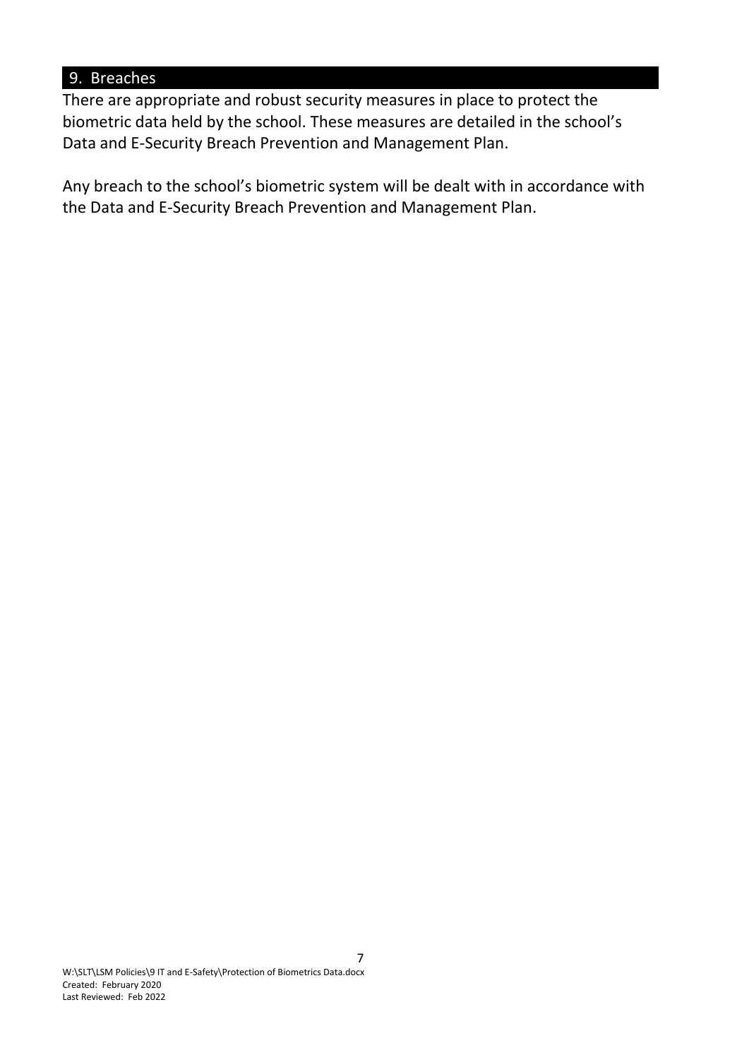## 9. Breaches

There are appropriate and robust security measures in place to protect the biometric data held by the school. These measures are detailed in the school's Data and E-Security Breach Prevention and Management Plan.

Any breach to the school's biometric system will be dealt with in accordance with the Data and E-Security Breach Prevention and Management Plan.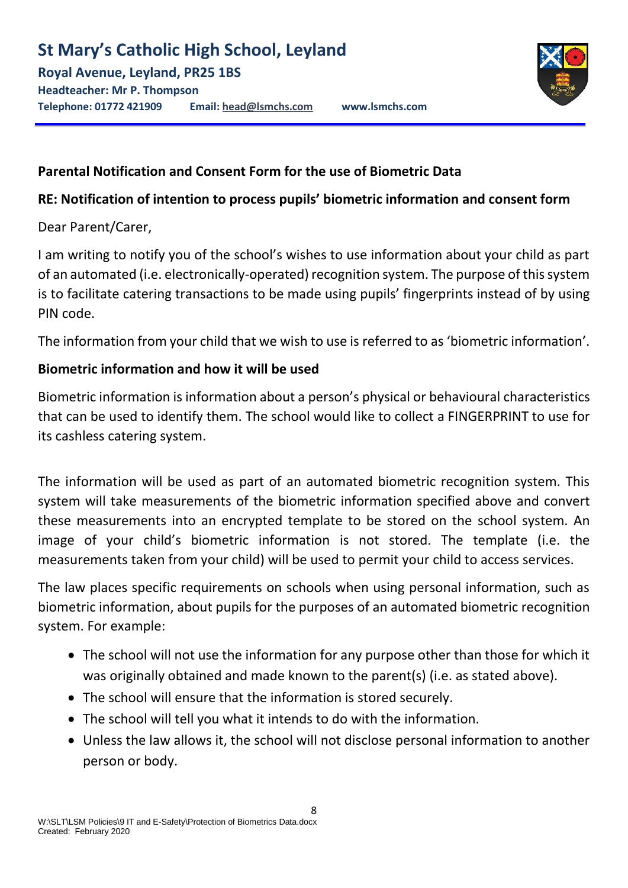# St Mary's Catholic High School, Leyland

**Royal Avenue, Leyland, PR25 1BS**

**Headteacher: Mr P. Thompson**

**Telephone: 01772 421909 Email: head@lsmchs.com www.lsmchs.com**

**Parental Notification and Consent Form for the use of Biometric Data**

**RE: Notification of intention to process pupils' biometric information and consent form**

Dear Parent/Carer,

I am writing to notify you of the school's wishes to use information about your child as part of an automated (i.e. electronically-operated) recognition system. The purpose of this system is to facilitate catering transactions to be made using pupils' fingerprints instead of by using PIN code.

The information from your child that we wish to use is referred to as 'biometric information'.

**Biometric information and how it will be used**

Biometric information is information about a person's physical or behavioural characteristics that can be used to identify them. The school would like to collect a FINGERPRINT to use for its cashless catering system.

The information will be used as part of an automated biometric recognition system. This system will take measurements of the biometric information specified above and convert these measurements into an encrypted template to be stored on the school system. An image of your child's biometric information is not stored. The template (i.e. the measurements taken from your child) will be used to permit your child to access services.

The law places specific requirements on schools when using personal information, such as biometric information, about pupils for the purposes of an automated biometric recognition system. For example:

- The school will not use the information for any purpose other than those for which it was originally obtained and made known to the parent(s) (i.e. as stated above).
- The school will ensure that the information is stored securely.
- The school will tell you what it intends to do with the information.
- Unless the law allows it, the school will not disclose personal information to another person or body.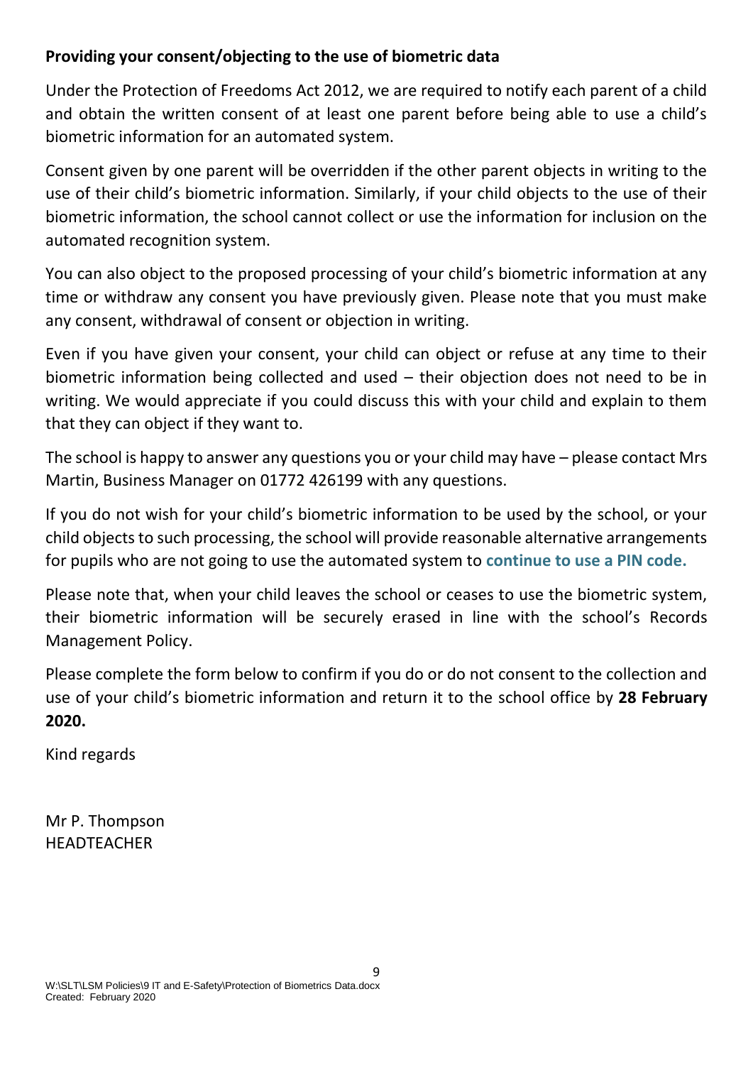**Providing your consent/objecting to the use of biometric data**

Under the Protection of Freedoms Act 2012, we are required to notify each parent of a child and obtain the written consent of at least one parent before being able to use a child's biometric information for an automated system.

Consent given by one parent will be overridden if the other parent objects in writing to the use of their child's biometric information. Similarly, if your child objects to the use of their biometric information, the school cannot collect or use the information for inclusion on the automated recognition system.

You can also object to the proposed processing of your child's biometric information at any time or withdraw any consent you have previously given. Please note that you must make any consent, withdrawal of consent or objection in writing.

Even if you have given your consent, your child can object or refuse at any time to their biometric information being collected and used – their objection does not need to be in writing. We would appreciate if you could discuss this with your child and explain to them that they can object if they want to.

The school is happy to answer any questions you or your child may have – please contact Mrs Martin, Business Manager on 01772 426199 with any questions.

If you do not wish for your child's biometric information to be used by the school, or your child objects to such processing, the school will provide reasonable alternative arrangements for pupils who are not going to use the automated system to **continue to use a PIN code.**

Please note that, when your child leaves the school or ceases to use the biometric system, their biometric information will be securely erased in line with the school's Records Management Policy.

Please complete the form below to confirm if you do or do not consent to the collection and use of your child's biometric information and return it to the school office by **28 February 2020.**

Kind regards

Mr P. Thompson
HEADTEACHER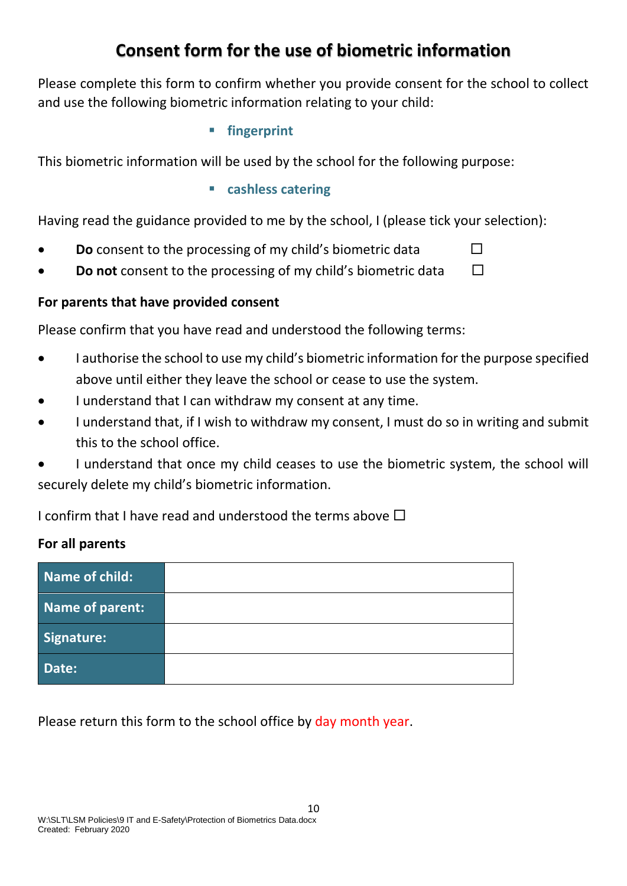# Consent form for the use of biometric information

Please complete this form to confirm whether you provide consent for the school to collect and use the following biometric information relating to your child:

- fingerprint

This biometric information will be used by the school for the following purpose:

- cashless catering

Having read the guidance provided to me by the school, I (please tick your selection):

- **Do** consent to the processing of my child's biometric data ☐
- **Do not** consent to the processing of my child's biometric data ☐

**For parents that have provided consent**

Please confirm that you have read and understood the following terms:

- I authorise the school to use my child's biometric information for the purpose specified above until either they leave the school or cease to use the system.
- I understand that I can withdraw my consent at any time.
- I understand that, if I wish to withdraw my consent, I must do so in writing and submit this to the school office.
- I understand that once my child ceases to use the biometric system, the school will securely delete my child's biometric information.

I confirm that I have read and understood the terms above ☐

**For all parents**

| | |
|---|---|
| **Name of child:** | |
| **Name of parent:** | |
| **Signature:** | |
| **Date:** | |

Please return this form to the school office by day month year.

W:\SLT\LSM Policies\9 IT and E-Safety\Protection of Biometrics Data.docx
Created: February 2020